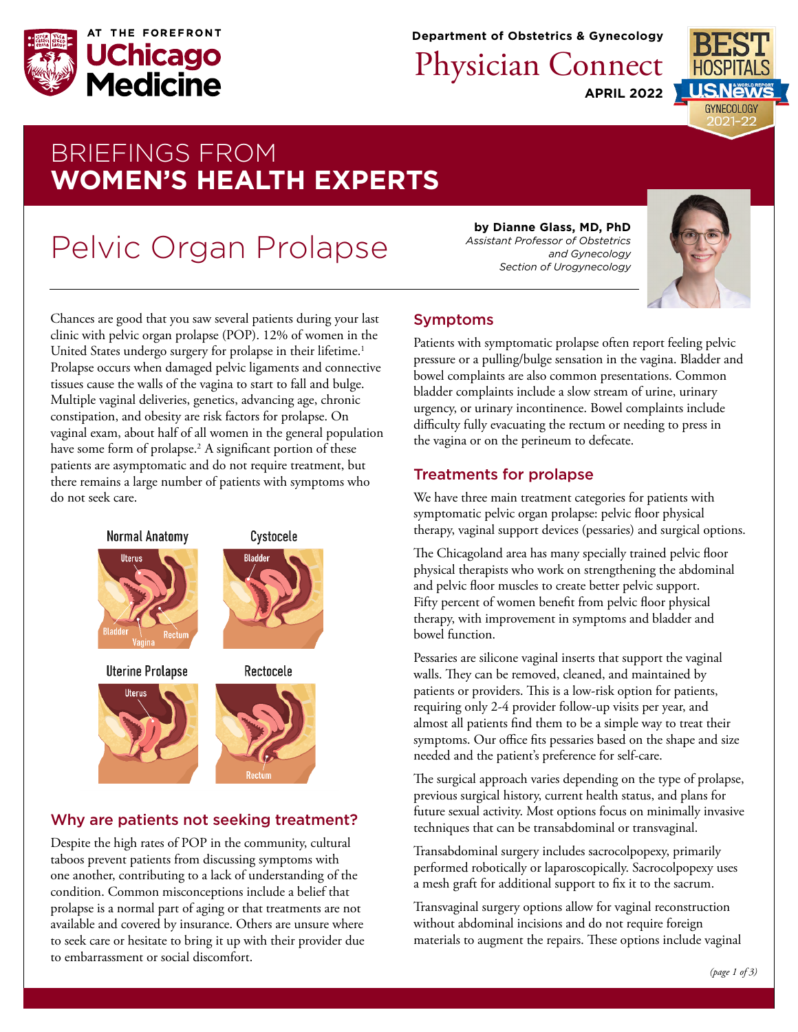AT THE FOREFRONT
UChicago Medicine

Department of Obstetrics & Gynecology

# Physician Connect

APRIL 2022

## BRIEFINGS FROM **WOMEN'S HEALTH EXPERTS**

# Pelvic Organ Prolapse

**by Dianne Glass, MD, PhD**
*Assistant Professor of Obstetrics and Gynecology*
*Section of Urogynecology*

Chances are good that you saw several patients during your last clinic with pelvic organ prolapse (POP). 12% of women in the United States undergo surgery for prolapse in their lifetime.[1] Prolapse occurs when damaged pelvic ligaments and connective tissues cause the walls of the vagina to start to fall and bulge. Multiple vaginal deliveries, genetics, advancing age, chronic constipation, and obesity are risk factors for prolapse. On vaginal exam, about half of all women in the general population have some form of prolapse.[2] A significant portion of these patients are asymptomatic and do not require treatment, but there remains a large number of patients with symptoms who do not seek care.

Normal Anatomy — Uterus, Bladder, Vagina, Rectum

Cystocele — Bladder

Uterine Prolapse — Uterus

Rectocele — Rectum

## Why are patients not seeking treatment?

Despite the high rates of POP in the community, cultural taboos prevent patients from discussing symptoms with one another, contributing to a lack of understanding of the condition. Common misconceptions include a belief that prolapse is a normal part of aging or that treatments are not available and covered by insurance. Others are unsure where to seek care or hesitate to bring it up with their provider due to embarrassment or social discomfort.

## Symptoms

Patients with symptomatic prolapse often report feeling pelvic pressure or a pulling/bulge sensation in the vagina. Bladder and bowel complaints are also common presentations. Common bladder complaints include a slow stream of urine, urinary urgency, or urinary incontinence. Bowel complaints include difficulty fully evacuating the rectum or needing to press in the vagina or on the perineum to defecate.

## Treatments for prolapse

We have three main treatment categories for patients with symptomatic pelvic organ prolapse: pelvic floor physical therapy, vaginal support devices (pessaries) and surgical options.

The Chicagoland area has many specially trained pelvic floor physical therapists who work on strengthening the abdominal and pelvic floor muscles to create better pelvic support. Fifty percent of women benefit from pelvic floor physical therapy, with improvement in symptoms and bladder and bowel function.

Pessaries are silicone vaginal inserts that support the vaginal walls. They can be removed, cleaned, and maintained by patients or providers. This is a low-risk option for patients, requiring only 2-4 provider follow-up visits per year, and almost all patients find them to be a simple way to treat their symptoms. Our office fits pessaries based on the shape and size needed and the patient's preference for self-care.

The surgical approach varies depending on the type of prolapse, previous surgical history, current health status, and plans for future sexual activity. Most options focus on minimally invasive techniques that can be transabdominal or transvaginal.

Transabdominal surgery includes sacrocolpopexy, primarily performed robotically or laparoscopically. Sacrocolpopexy uses a mesh graft for additional support to fix it to the sacrum.

Transvaginal surgery options allow for vaginal reconstruction without abdominal incisions and do not require foreign materials to augment the repairs. These options include vaginal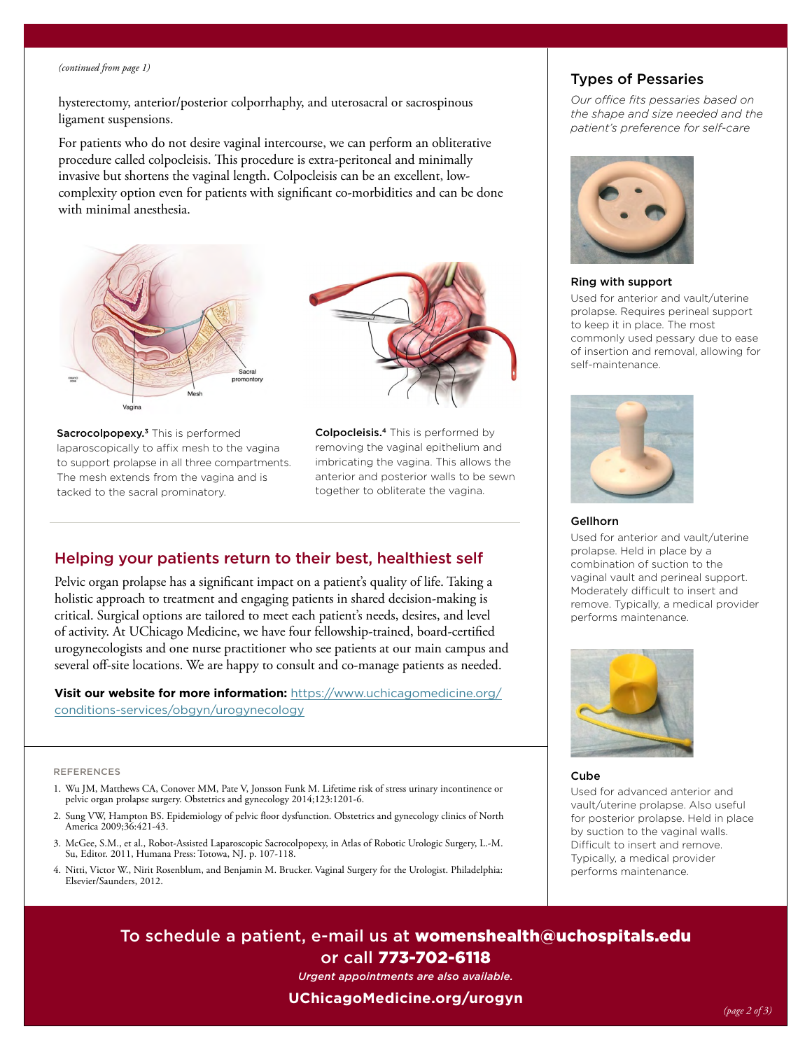*(continued from page 1)*

hysterectomy, anterior/posterior colporrhaphy, and uterosacral or sacrospinous ligament suspensions.

For patients who do not desire vaginal intercourse, we can perform an obliterative procedure called colpocleisis. This procedure is extra-peritoneal and minimally invasive but shortens the vaginal length. Colpocleisis can be an excellent, low-complexity option even for patients with significant co-morbidities and can be done with minimal anesthesia.

**Sacrocolpopexy.**[3] This is performed laparoscopically to affix mesh to the vagina to support prolapse in all three compartments. The mesh extends from the vagina and is tacked to the sacral prominatory.

**Colpocleisis.**[4] This is performed by removing the vaginal epithelium and imbricating the vagina. This allows the anterior and posterior walls to be sewn together to obliterate the vagina.

## Helping your patients return to their best, healthiest self

Pelvic organ prolapse has a significant impact on a patient's quality of life. Taking a holistic approach to treatment and engaging patients in shared decision-making is critical. Surgical options are tailored to meet each patient's needs, desires, and level of activity. At UChicago Medicine, we have four fellowship-trained, board-certified urogynecologists and one nurse practitioner who see patients at our main campus and several off-site locations. We are happy to consult and co-manage patients as needed.

**Visit our website for more information:** https://www.uchicagomedicine.org/conditions-services/obgyn/urogynecology

### REFERENCES

1. Wu JM, Matthews CA, Conover MM, Pate V, Jonsson Funk M. Lifetime risk of stress urinary incontinence or pelvic organ prolapse surgery. Obstetrics and gynecology 2014;123:1201-6.
2. Sung VW, Hampton BS. Epidemiology of pelvic floor dysfunction. Obstetrics and gynecology clinics of North America 2009;36:421-43.
3. McGee, S.M., et al., Robot-Assisted Laparoscopic Sacrocolpopexy, in Atlas of Robotic Urologic Surgery, L.-M. Su, Editor. 2011, Humana Press: Totowa, NJ. p. 107-118.
4. Nitti, Victor W., Nirit Rosenblum, and Benjamin M. Brucker. Vaginal Surgery for the Urologist. Philadelphia: Elsevier/Saunders, 2012.

## Types of Pessaries

*Our office fits pessaries based on the shape and size needed and the patient's preference for self-care*

### Ring with support

Used for anterior and vault/uterine prolapse. Requires perineal support to keep it in place. The most commonly used pessary due to ease of insertion and removal, allowing for self-maintenance.

### Gellhorn

Used for anterior and vault/uterine prolapse. Held in place by a combination of suction to the vaginal vault and perineal support. Moderately difficult to insert and remove. Typically, a medical provider performs maintenance.

### Cube

Used for advanced anterior and vault/uterine prolapse. Also useful for posterior prolapse. Held in place by suction to the vaginal walls. Difficult to insert and remove. Typically, a medical provider performs maintenance.

To schedule a patient, e-mail us at **womenshealth@uchospitals.edu** or call **773-702-6118**

*Urgent appointments are also available.*

**UChicagoMedicine.org/urogyn**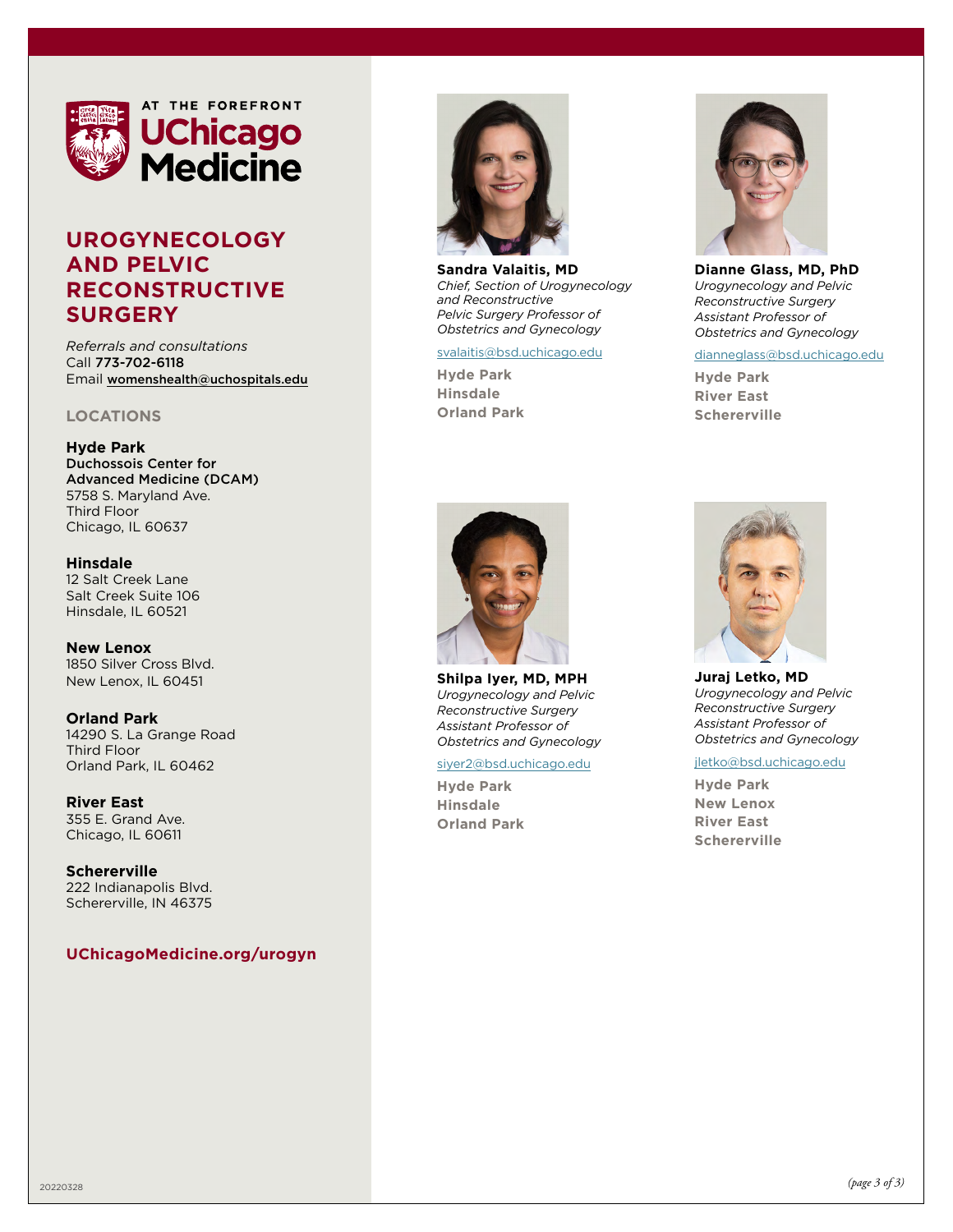AT THE FOREFRONT
UChicago Medicine

# UROGYNECOLOGY AND PELVIC RECONSTRUCTIVE SURGERY

*Referrals and consultations*
Call **773-702-6118**
Email **womenshealth@uchospitals.edu**

## LOCATIONS

**Hyde Park**
**Duchossois Center for Advanced Medicine (DCAM)**
5758 S. Maryland Ave.
Third Floor
Chicago, IL 60637

**Hinsdale**
12 Salt Creek Lane
Salt Creek Suite 106
Hinsdale, IL 60521

**New Lenox**
1850 Silver Cross Blvd.
New Lenox, IL 60451

**Orland Park**
14290 S. La Grange Road
Third Floor
Orland Park, IL 60462

**River East**
355 E. Grand Ave.
Chicago, IL 60611

**Schererville**
222 Indianapolis Blvd.
Schererville, IN 46375

**UChicagoMedicine.org/urogyn**

**Sandra Valaitis, MD**
*Chief, Section of Urogynecology and Reconstructive Pelvic Surgery Professor of Obstetrics and Gynecology*

svalaitis@bsd.uchicago.edu

**Hyde Park**
**Hinsdale**
**Orland Park**

**Dianne Glass, MD, PhD**
*Urogynecology and Pelvic Reconstructive Surgery Assistant Professor of Obstetrics and Gynecology*

dianneglass@bsd.uchicago.edu

**Hyde Park**
**River East**
**Schererville**

**Shilpa Iyer, MD, MPH**
*Urogynecology and Pelvic Reconstructive Surgery Assistant Professor of Obstetrics and Gynecology*

siyer2@bsd.uchicago.edu

**Hyde Park**
**Hinsdale**
**Orland Park**

**Juraj Letko, MD**
*Urogynecology and Pelvic Reconstructive Surgery Assistant Professor of Obstetrics and Gynecology*

jletko@bsd.uchicago.edu

**Hyde Park**
**New Lenox**
**River East**
**Schererville**

20220328